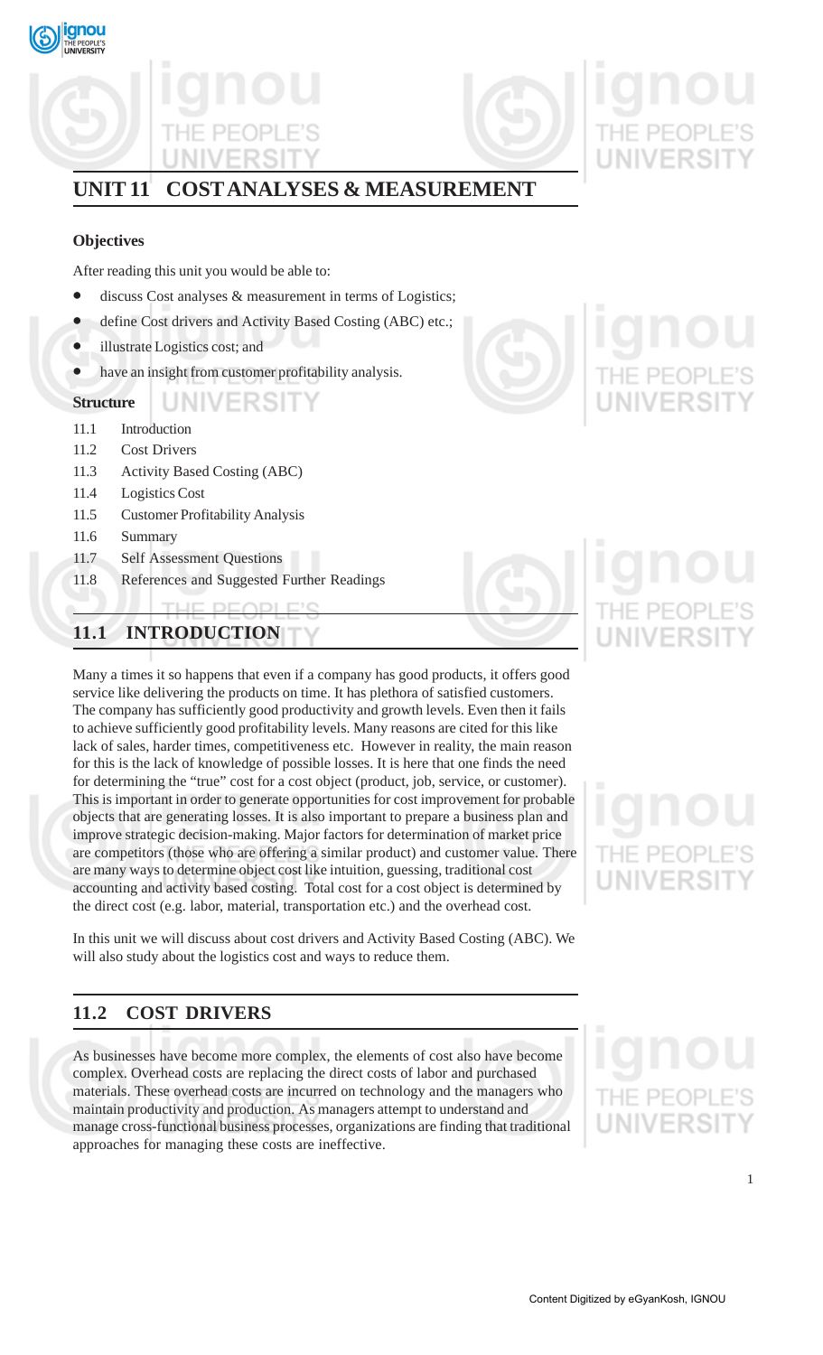# UNIT 11 COST ANALYSES & MEASUREMENT

### Objectives

After reading this unit you would be able to:

- discuss Cost analyses & measurement in terms of Logistics;
- define Cost drivers and Activity Based Costing (ABC) etc.;
- illustrate Logistics cost; and
- have an insight from customer profitability analysis.

### Structure

11.1 Introduction

11.2 Cost Drivers

11.3 Activity Based Costing (ABC)

11.4 Logistics Cost

11.5 Customer Profitability Analysis

11.6 Summary

11.7 Self Assessment Questions

11.8 References and Suggested Further Readings

## 11.1 INTRODUCTION

Many a times it so happens that even if a company has good products, it offers good service like delivering the products on time. It has plethora of satisfied customers. The company has sufficiently good productivity and growth levels. Even then it fails to achieve sufficiently good profitability levels. Many reasons are cited for this like lack of sales, harder times, competitiveness etc. However in reality, the main reason for this is the lack of knowledge of possible losses. It is here that one finds the need for determining the "true" cost for a cost object (product, job, service, or customer). This is important in order to generate opportunities for cost improvement for probable objects that are generating losses. It is also important to prepare a business plan and improve strategic decision-making. Major factors for determination of market price are competitors (those who are offering a similar product) and customer value. There are many ways to determine object cost like intuition, guessing, traditional cost accounting and activity based costing. Total cost for a cost object is determined by the direct cost (e.g. labor, material, transportation etc.) and the overhead cost.

In this unit we will discuss about cost drivers and Activity Based Costing (ABC). We will also study about the logistics cost and ways to reduce them.

## 11.2 COST DRIVERS

As businesses have become more complex, the elements of cost also have become complex. Overhead costs are replacing the direct costs of labor and purchased materials. These overhead costs are incurred on technology and the managers who maintain productivity and production. As managers attempt to understand and manage cross-functional business processes, organizations are finding that traditional approaches for managing these costs are ineffective.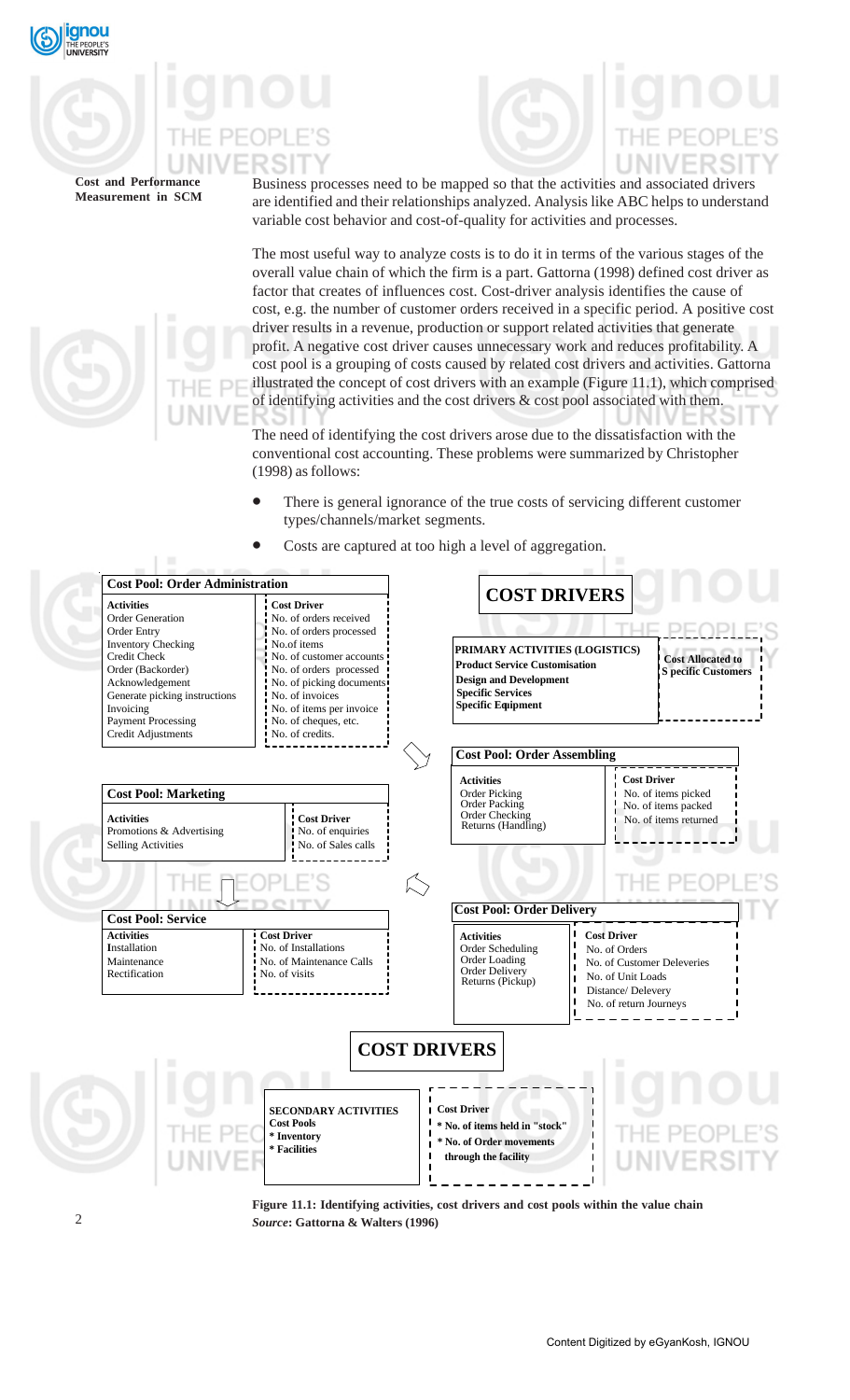Business processes need to be mapped so that the activities and associated drivers are identified and their relationships analyzed. Analysis like ABC helps to understand variable cost behavior and cost-of-quality for activities and processes.

The most useful way to analyze costs is to do it in terms of the various stages of the overall value chain of which the firm is a part. Gattorna (1998) defined cost driver as factor that creates of influences cost. Cost-driver analysis identifies the cause of cost, e.g. the number of customer orders received in a specific period. A positive cost driver results in a revenue, production or support related activities that generate profit. A negative cost driver causes unnecessary work and reduces profitability. A cost pool is a grouping of costs caused by related cost drivers and activities. Gattorna illustrated the concept of cost drivers with an example (Figure 11.1), which comprised of identifying activities and the cost drivers & cost pool associated with them.

The need of identifying the cost drivers arose due to the dissatisfaction with the conventional cost accounting. These problems were summarized by Christopher (1998) as follows:

- There is general ignorance of the true costs of servicing different customer types/channels/market segments.
- Costs are captured at too high a level of aggregation.

**Cost Pool: Order Administration**

| Activities | Cost Driver |
|---|---|
| Order Generation | No. of orders received |
| Order Entry | No. of orders processed |
| Inventory Checking | No.of items |
| Credit Check | No. of customer accounts |
| Order (Backorder) | No. of orders processed |
| Acknowledgement | No. of picking documents |
| Generate picking instructions | No. of invoices |
| Invoicing | No. of items per invoice |
| Payment Processing | No. of cheques, etc. |
| Credit Adjustments | No. of credits. |

**COST DRIVERS**

| PRIMARY ACTIVITIES (LOGISTICS) | |
|---|---|
| Product Service Customisation<br>Design and Development<br>Specific Services<br>Specific Equipment | Cost Allocated to Specific Customers |

**Cost Pool: Order Assembling**

| Activities | Cost Driver |
|---|---|
| Order Picking | No. of items picked |
| Order Packing | No. of items packed |
| Order Checking | No. of items returned |
| Returns (Handling) | |

**Cost Pool: Marketing**

| Activities | Cost Driver |
|---|---|
| Promotions & Advertising | No. of enquiries |
| Selling Activities | No. of Sales calls |

**Cost Pool: Service**

| Activities | Cost Driver |
|---|---|
| Installation | No. of Installations |
| Maintenance | No. of Maintenance Calls |
| Rectification | No. of visits |

**Cost Pool: Order Delivery**

| Activities | Cost Driver |
|---|---|
| Order Scheduling | No. of Orders |
| Order Loading | No. of Customer Deleveries |
| Order Delivery | No. of Unit Loads |
| Returns (Pickup) | Distance/ Delevery |
| | No. of return Journeys |

**COST DRIVERS**

| SECONDARY ACTIVITIES | Cost Driver |
|---|---|
| Cost Pools<br>* Inventory<br>* Facilities | * No. of items held in "stock"<br>* No. of Order movements through the facility |

**Figure 11.1: Identifying activities, cost drivers and cost pools within the value chain**
***Source*: Gattorna & Walters (1996)**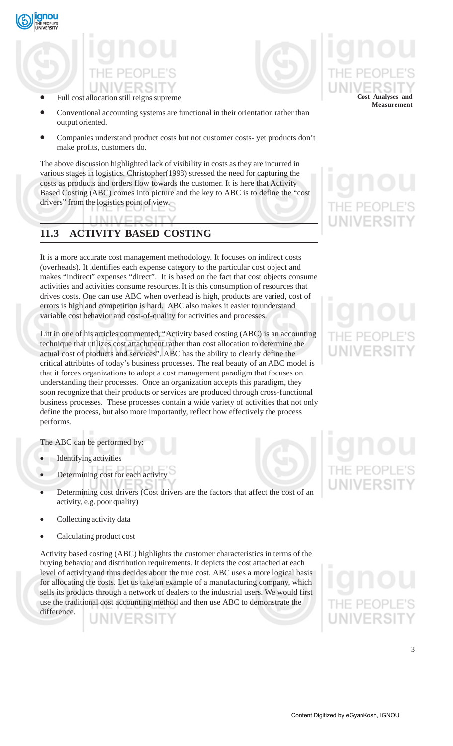- Full cost allocation still reigns supreme
- Conventional accounting systems are functional in their orientation rather than output oriented.
- Companies understand product costs but not customer costs- yet products don't make profits, customers do.

The above discussion highlighted lack of visibility in costs as they are incurred in various stages in logistics. Christopher(1998) stressed the need for capturing the costs as products and orders flow towards the customer. It is here that Activity Based Costing (ABC) comes into picture and the key to ABC is to define the "cost drivers" from the logistics point of view.

## 11.3 ACTIVITY BASED COSTING

It is a more accurate cost management methodology. It focuses on indirect costs (overheads). It identifies each expense category to the particular cost object and makes "indirect" expenses "direct". It is based on the fact that cost objects consume activities and activities consume resources. It is this consumption of resources that drives costs. One can use ABC when overhead is high, products are varied, cost of errors is high and competition is hard. ABC also makes it easier to understand variable cost behavior and cost-of-quality for activities and processes.

Litt in one of his articles commented, "Activity based costing (ABC) is an accounting technique that utilizes cost attachment rather than cost allocation to determine the actual cost of products and services". ABC has the ability to clearly define the critical attributes of today's business processes. The real beauty of an ABC model is that it forces organizations to adopt a cost management paradigm that focuses on understanding their processes. Once an organization accepts this paradigm, they soon recognize that their products or services are produced through cross-functional business processes. These processes contain a wide variety of activities that not only define the process, but also more importantly, reflect how effectively the process performs.

The ABC can be performed by:

- Identifying activities
- Determining cost for each activity
- Determining cost drivers (Cost drivers are the factors that affect the cost of an activity, e.g. poor quality)
- Collecting activity data
- Calculating product cost

Activity based costing (ABC) highlights the customer characteristics in terms of the buying behavior and distribution requirements. It depicts the cost attached at each level of activity and thus decides about the true cost. ABC uses a more logical basis for allocating the costs. Let us take an example of a manufacturing company, which sells its products through a network of dealers to the industrial users. We would first use the traditional cost accounting method and then use ABC to demonstrate the difference.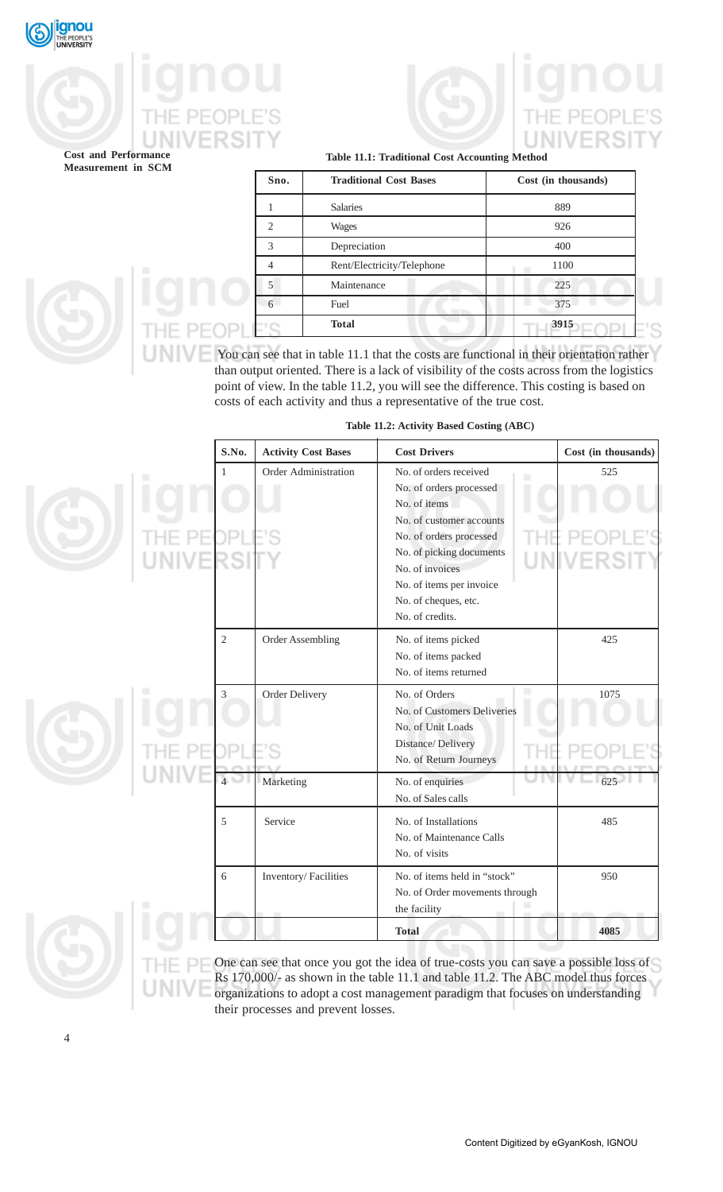**Table 11.1: Traditional Cost Accounting Method**

| Sno. | Traditional Cost Bases | Cost (in thousands) |
|---|---|---|
| 1 | Salaries | 889 |
| 2 | Wages | 926 |
| 3 | Depreciation | 400 |
| 4 | Rent/Electricity/Telephone | 1100 |
| 5 | Maintenance | 225 |
| 6 | Fuel | 375 |
| | **Total** | **3915** |

You can see that in table 11.1 that the costs are functional in their orientation rather than output oriented. There is a lack of visibility of the costs across from the logistics point of view. In the table 11.2, you will see the difference. This costing is based on costs of each activity and thus a representative of the true cost.

**Table 11.2: Activity Based Costing (ABC)**

| S.No. | Activity Cost Bases | Cost Drivers | Cost (in thousands) |
|---|---|---|---|
| 1 | Order Administration | No. of orders received<br>No. of orders processed<br>No. of items<br>No. of customer accounts<br>No. of orders processed<br>No. of picking documents<br>No. of invoices<br>No. of items per invoice<br>No. of cheques, etc.<br>No. of credits. | 525 |
| 2 | Order Assembling | No. of items picked<br>No. of items packed<br>No. of items returned | 425 |
| 3 | Order Delivery | No. of Orders<br>No. of Customers Deliveries<br>No. of Unit Loads<br>Distance/ Delivery<br>No. of Return Journeys | 1075 |
| 4 | Marketing | No. of enquiries<br>No. of Sales calls | 625 |
| 5 | Service | No. of Installations<br>No. of Maintenance Calls<br>No. of visits | 485 |
| 6 | Inventory/ Facilities | No. of items held in "stock"<br>No. of Order movements through the facility | 950 |
| | | **Total** | **4085** |

One can see that once you got the idea of true-costs you can save a possible loss of Rs 170,000/- as shown in the table 11.1 and table 11.2. The ABC model thus forces organizations to adopt a cost management paradigm that focuses on understanding their processes and prevent losses.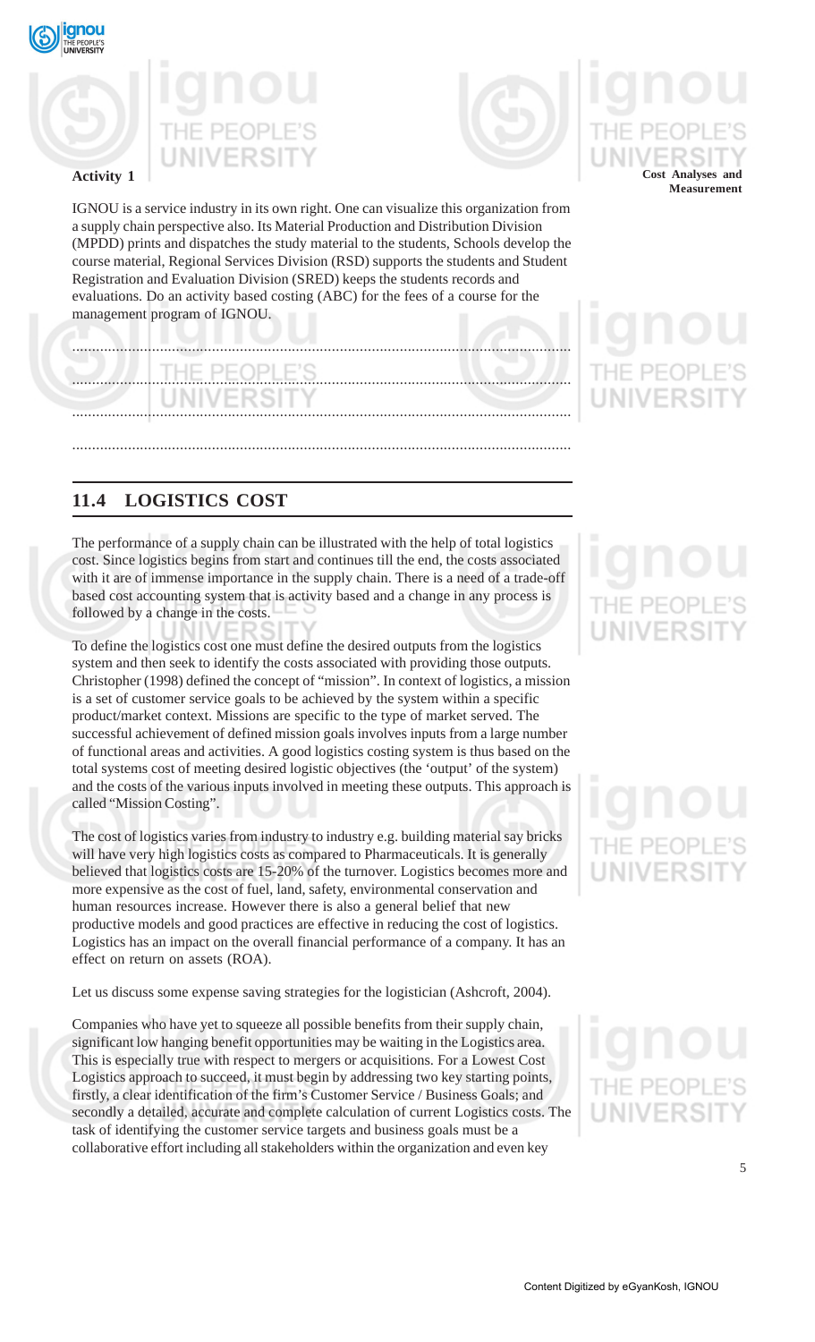**Activity 1**

IGNOU is a service industry in its own right. One can visualize this organization from a supply chain perspective also. Its Material Production and Distribution Division (MPDD) prints and dispatches the study material to the students, Schools develop the course material, Regional Services Division (RSD) supports the students and Student Registration and Evaluation Division (SRED) keeps the students records and evaluations. Do an activity based costing (ABC) for the fees of a course for the management program of IGNOU.

...........................................................................................................................

...........................................................................................................................

...........................................................................................................................

...........................................................................................................................

## 11.4 LOGISTICS COST

The performance of a supply chain can be illustrated with the help of total logistics cost. Since logistics begins from start and continues till the end, the costs associated with it are of immense importance in the supply chain. There is a need of a trade-off based cost accounting system that is activity based and a change in any process is followed by a change in the costs.

To define the logistics cost one must define the desired outputs from the logistics system and then seek to identify the costs associated with providing those outputs. Christopher (1998) defined the concept of "mission". In context of logistics, a mission is a set of customer service goals to be achieved by the system within a specific product/market context. Missions are specific to the type of market served. The successful achievement of defined mission goals involves inputs from a large number of functional areas and activities. A good logistics costing system is thus based on the total systems cost of meeting desired logistic objectives (the 'output' of the system) and the costs of the various inputs involved in meeting these outputs. This approach is called "Mission Costing".

The cost of logistics varies from industry to industry e.g. building material say bricks will have very high logistics costs as compared to Pharmaceuticals. It is generally believed that logistics costs are 15-20% of the turnover. Logistics becomes more and more expensive as the cost of fuel, land, safety, environmental conservation and human resources increase. However there is also a general belief that new productive models and good practices are effective in reducing the cost of logistics. Logistics has an impact on the overall financial performance of a company. It has an effect on return on assets (ROA).

Let us discuss some expense saving strategies for the logistician (Ashcroft, 2004).

Companies who have yet to squeeze all possible benefits from their supply chain, significant low hanging benefit opportunities may be waiting in the Logistics area. This is especially true with respect to mergers or acquisitions. For a Lowest Cost Logistics approach to succeed, it must begin by addressing two key starting points, firstly, a clear identification of the firm's Customer Service / Business Goals; and secondly a detailed, accurate and complete calculation of current Logistics costs. The task of identifying the customer service targets and business goals must be a collaborative effort including all stakeholders within the organization and even key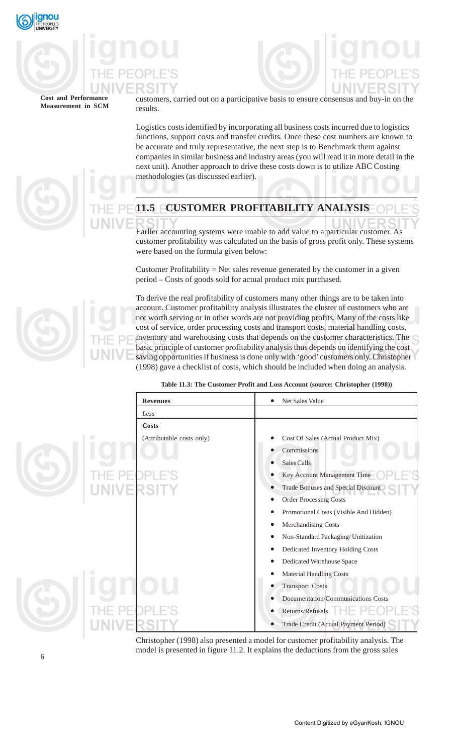customers, carried out on a participative basis to ensure consensus and buy-in on the results.

Logistics costs identified by incorporating all business costs incurred due to logistics functions, support costs and transfer credits. Once these cost numbers are known to be accurate and truly representative, the next step is to Benchmark them against companies in similar business and industry areas (you will read it in more detail in the next unit). Another approach to drive these costs down is to utilize ABC Costing methodologies (as discussed earlier).

## 11.5 CUSTOMER PROFITABILITY ANALYSIS

Earlier accounting systems were unable to add value to a particular customer. As customer profitability was calculated on the basis of gross profit only. These systems were based on the formula given below:

Customer Profitability = Net sales revenue generated by the customer in a given period – Costs of goods sold for actual product mix purchased.

To derive the real profitability of customers many other things are to be taken into account. Customer profitability analysis illustrates the cluster of customers who are not worth serving or in other words are not providing profits. Many of the costs like cost of service, order processing costs and transport costs, material handling costs, inventory and warehousing costs that depends on the customer characteristics. The basic principle of customer profitability analysis thus depends on identifying the cost saving opportunities if business is done only with 'good' customers only. Christopher (1998) gave a checklist of costs, which should be included when doing an analysis.

**Table 11.3: The Customer Profit and Loss Account (source: Christopher (1998))**

| **Revenues** | • Net Sales Value |
|---|---|
| *Less* | |
| **Costs** | |
| (Attributable costs only) | • Cost Of Sales (Actual Product Mix)<br>• Commissions<br>• Sales Calls<br>• Key Account Management Time<br>• Trade Bonuses and Special Discount<br>• Order Processing Costs<br>• Promotional Costs (Visible And Hidden)<br>• Merchandising Costs<br>• Non-Standard Packaging/ Unitization<br>• Dedicated Inventory Holding Costs<br>• Dedicated Warehouse Space<br>• Material Handling Costs<br>• Transport Costs<br>• Documentation/Communications Costs<br>• Returns/Refusals<br>• Trade Credit (Actual Payment Period) |

Christopher (1998) also presented a model for customer profitability analysis. The model is presented in figure 11.2. It explains the deductions from the gross sales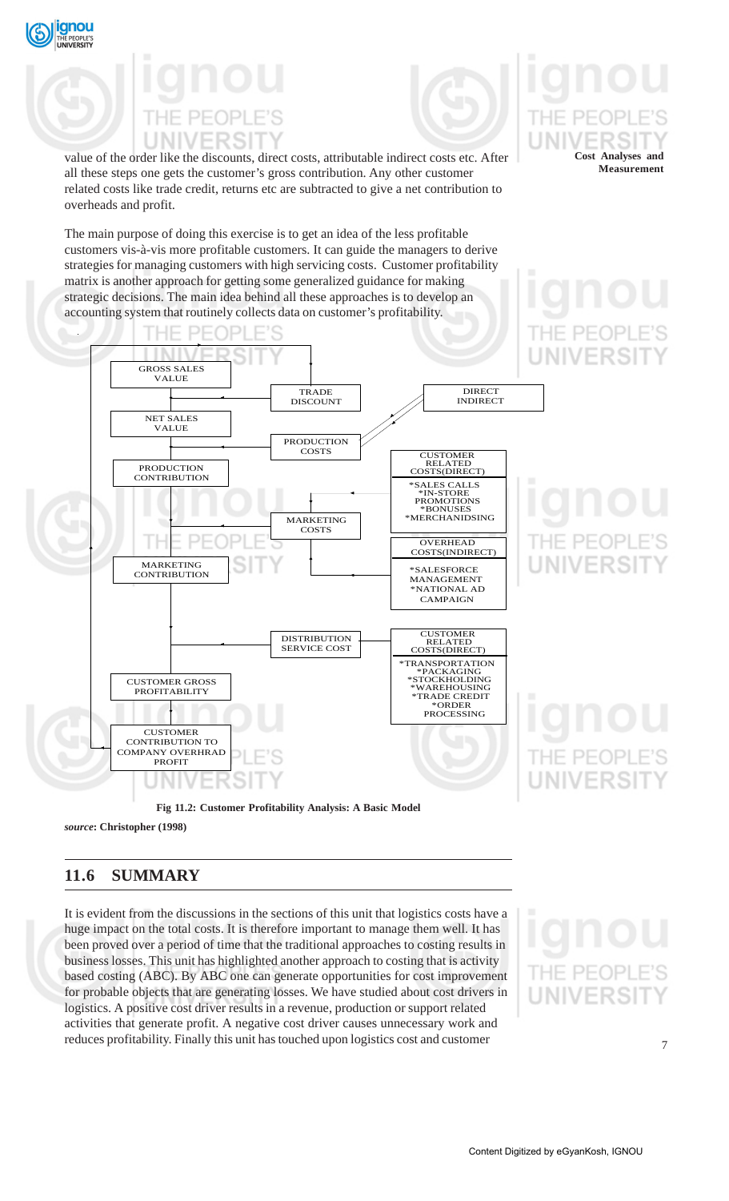value of the order like the discounts, direct costs, attributable indirect costs etc. After all these steps one gets the customer's gross contribution. Any other customer related costs like trade credit, returns etc are subtracted to give a net contribution to overheads and profit.

The main purpose of doing this exercise is to get an idea of the less profitable customers vis-à-vis more profitable customers. It can guide the managers to derive strategies for managing customers with high servicing costs. Customer profitability matrix is another approach for getting some generalized guidance for making strategic decisions. The main idea behind all these approaches is to develop an accounting system that routinely collects data on customer's profitability.

GROSS SALES VALUE

TRADE DISCOUNT

DIRECT INDIRECT

NET SALES VALUE

PRODUCTION COSTS

PRODUCTION CONTRIBUTION

CUSTOMER RELATED COSTS(DIRECT)
*SALES CALLS
*IN-STORE PROMOTIONS
*BONUSES
*MERCHANIDSING

MARKETING COSTS

OVERHEAD COSTS(INDIRECT)
*SALESFORCE MANAGEMENT
*NATIONAL AD CAMPAIGN

MARKETING CONTRIBUTION

DISTRIBUTION SERVICE COST

CUSTOMER RELATED COSTS(DIRECT)
*TRANSPORTATION
*PACKAGING
*STOCKHOLDING
*WAREHOUSING
*TRADE CREDIT
*ORDER PROCESSING

CUSTOMER GROSS PROFITABILITY

CUSTOMER CONTRIBUTION TO COMPANY OVERHRAD PROFIT

**Fig 11.2: Customer Profitability Analysis: A Basic Model**

***source*: Christopher (1998)**

## 11.6 SUMMARY

It is evident from the discussions in the sections of this unit that logistics costs have a huge impact on the total costs. It is therefore important to manage them well. It has been proved over a period of time that the traditional approaches to costing results in business losses. This unit has highlighted another approach to costing that is activity based costing (ABC). By ABC one can generate opportunities for cost improvement for probable objects that are generating losses. We have studied about cost drivers in logistics. A positive cost driver results in a revenue, production or support related activities that generate profit. A negative cost driver causes unnecessary work and reduces profitability. Finally this unit has touched upon logistics cost and customer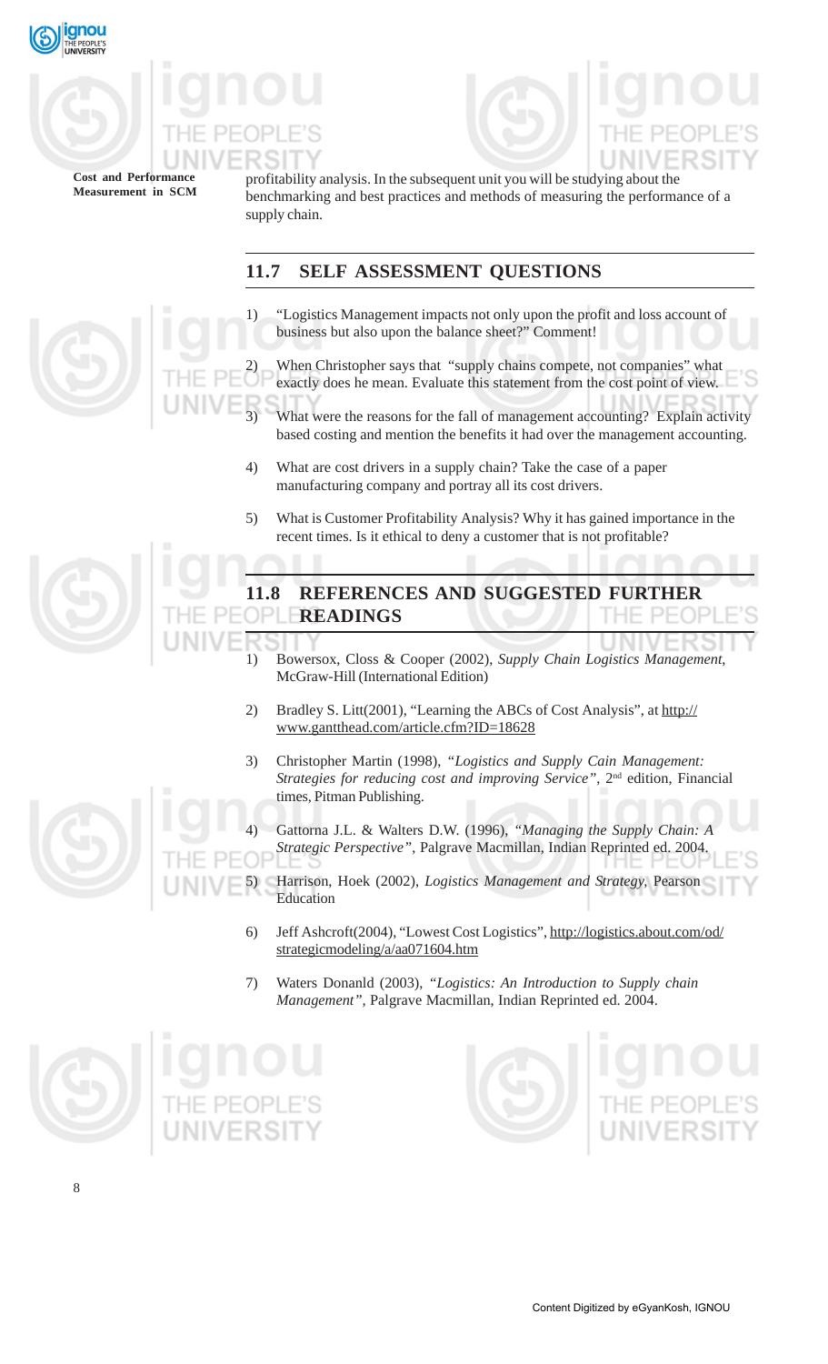profitability analysis. In the subsequent unit you will be studying about the benchmarking and best practices and methods of measuring the performance of a supply chain.

## 11.7 SELF ASSESSMENT QUESTIONS

1) "Logistics Management impacts not only upon the profit and loss account of business but also upon the balance sheet?" Comment!

2) When Christopher says that "supply chains compete, not companies" what exactly does he mean. Evaluate this statement from the cost point of view.

3) What were the reasons for the fall of management accounting? Explain activity based costing and mention the benefits it had over the management accounting.

4) What are cost drivers in a supply chain? Take the case of a paper manufacturing company and portray all its cost drivers.

5) What is Customer Profitability Analysis? Why it has gained importance in the recent times. Is it ethical to deny a customer that is not profitable?

## 11.8 REFERENCES AND SUGGESTED FURTHER READINGS

1) Bowersox, Closs & Cooper (2002), *Supply Chain Logistics Management*, McGraw-Hill (International Edition)

2) Bradley S. Litt(2001), "Learning the ABCs of Cost Analysis", at http://www.gantthead.com/article.cfm?ID=18628

3) Christopher Martin (1998), *"Logistics and Supply Cain Management: Strategies for reducing cost and improving Service"*, 2nd edition, Financial times, Pitman Publishing.

4) Gattorna J.L. & Walters D.W. (1996), *"Managing the Supply Chain: A Strategic Perspective"*, Palgrave Macmillan, Indian Reprinted ed. 2004.

5) Harrison, Hoek (2002), *Logistics Management and Strategy*, Pearson Education

6) Jeff Ashcroft(2004), "Lowest Cost Logistics", http://logistics.about.com/od/strategicmodeling/a/aa071604.htm

7) Waters Donanld (2003), *"Logistics: An Introduction to Supply chain Management"*, Palgrave Macmillan, Indian Reprinted ed. 2004.